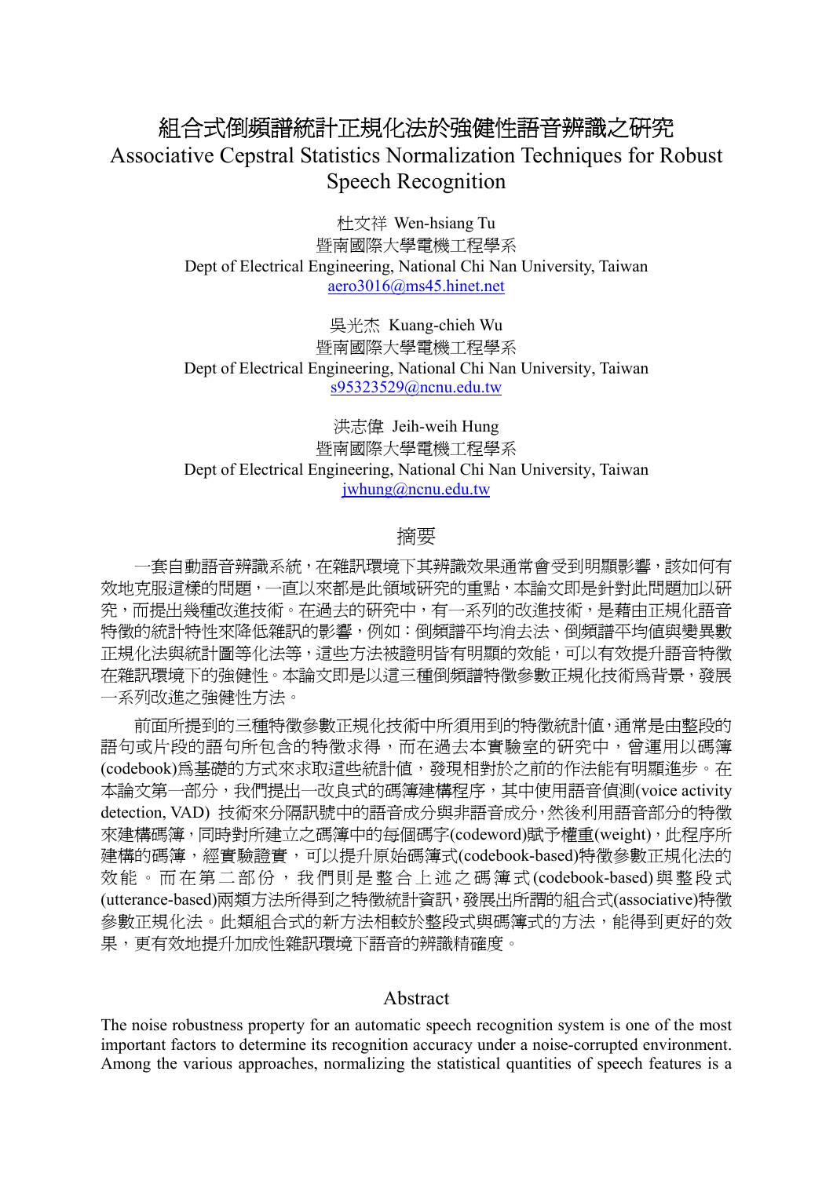# 組合式倒頻譜統計正規化法於強健性語音辨識之研究

# Associative Cepstral Statistics Normalization Techniques for Robust Speech Recognition

杜文祥 Wen-hsiang Tu
暨南國際大學電機工程學系
Dept of Electrical Engineering, National Chi Nan University, Taiwan
aero3016@ms45.hinet.net

吳光杰 Kuang-chieh Wu
暨南國際大學電機工程學系
Dept of Electrical Engineering, National Chi Nan University, Taiwan
s95323529@ncnu.edu.tw

洪志偉 Jeih-weih Hung
暨南國際大學電機工程學系
Dept of Electrical Engineering, National Chi Nan University, Taiwan
jwhung@ncnu.edu.tw

## 摘要

一套自動語音辨識系統，在雜訊環境下其辨識效果通常會受到明顯影響，該如何有效地克服這樣的問題，一直以來都是此領域研究的重點，本論文即是針對此問題加以研究，而提出幾種改進技術。在過去的研究中，有一系列的改進技術，是藉由正規化語音特徵的統計特性來降低雜訊的影響，例如：倒頻譜平均消去法、倒頻譜平均值與變異數正規化法與統計圖等化法等，這些方法被證明皆有明顯的效能，可以有效提升語音特徵在雜訊環境下的強健性。本論文即是以這三種倒頻譜特徵參數正規化技術為背景，發展一系列改進之強健性方法。

前面所提到的三種特徵參數正規化技術中所須用到的特徵統計值，通常是由整段的語句或片段的語句所包含的特徵求得，而在過去本實驗室的研究中，曾運用以碼簿(codebook)為基礎的方式來求取這些統計值，發現相對於之前的作法能有明顯進步。在本論文第一部分，我們提出一改良式的碼簿建構程序，其中使用語音偵測(voice activity detection, VAD) 技術來分隔訊號中的語音成分與非語音成分，然後利用語音部分的特徵來建構碼簿，同時對所建立之碼簿中的每個碼字(codeword)賦予權重(weight)，此程序所建構的碼簿，經實驗證實，可以提升原始碼簿式(codebook-based)特徵參數正規化法的效能。而在第二部份，我們則是整合上述之碼簿式(codebook-based)與整段式(utterance-based)兩類方法所得到之特徵統計資訊，發展出所謂的組合式(associative)特徵參數正規化法。此類組合式的新方法相較於整段式與碼簿式的方法，能得到更好的效果，更有效地提升加成性雜訊環境下語音的辨識精確度。

## Abstract

The noise robustness property for an automatic speech recognition system is one of the most important factors to determine its recognition accuracy under a noise-corrupted environment. Among the various approaches, normalizing the statistical quantities of speech features is a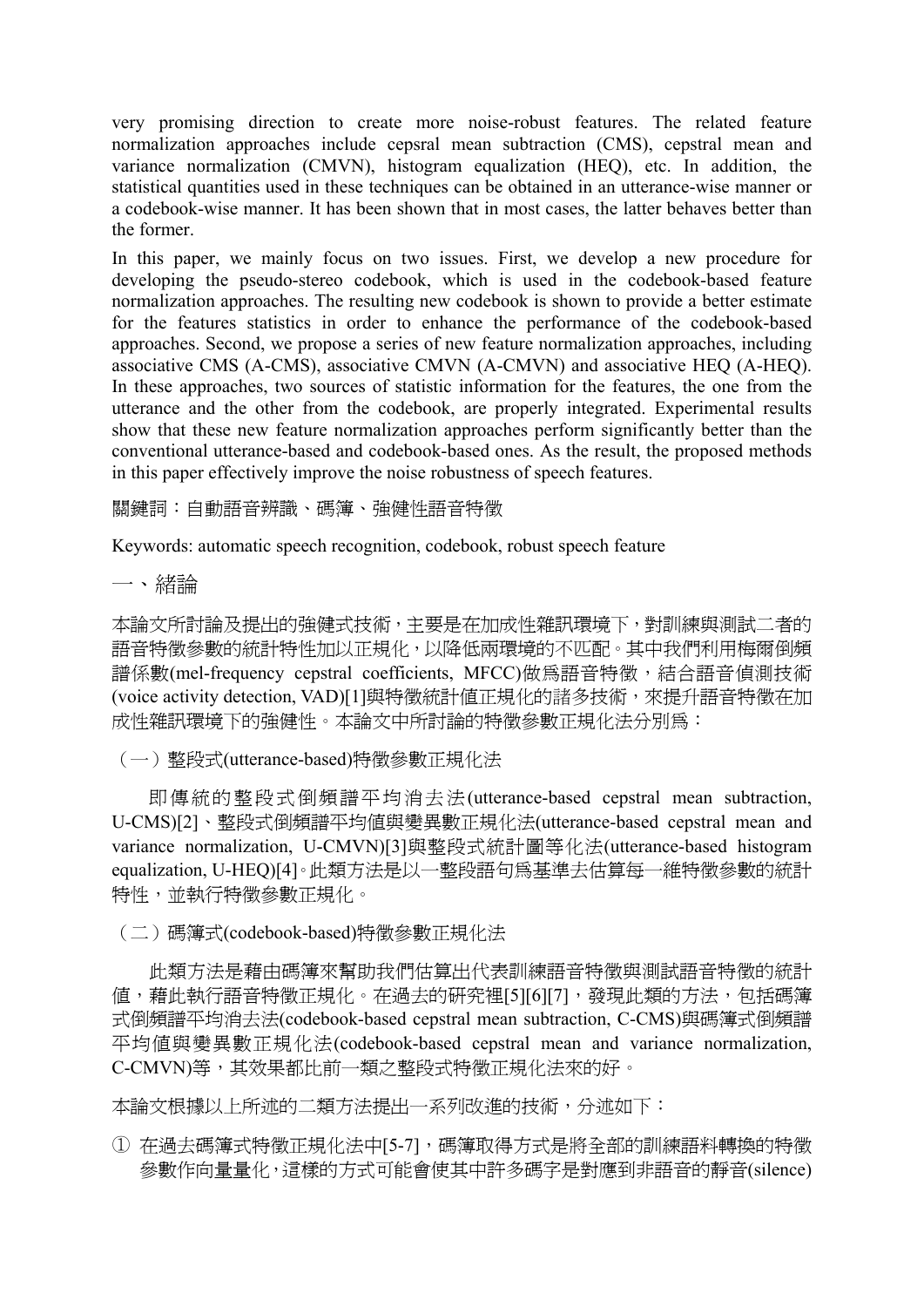very promising direction to create more noise-robust features. The related feature normalization approaches include cepsral mean subtraction (CMS), cepstral mean and variance normalization (CMVN), histogram equalization (HEQ), etc. In addition, the statistical quantities used in these techniques can be obtained in an utterance-wise manner or a codebook-wise manner. It has been shown that in most cases, the latter behaves better than the former.

In this paper, we mainly focus on two issues. First, we develop a new procedure for developing the pseudo-stereo codebook, which is used in the codebook-based feature normalization approaches. The resulting new codebook is shown to provide a better estimate for the features statistics in order to enhance the performance of the codebook-based approaches. Second, we propose a series of new feature normalization approaches, including associative CMS (A-CMS), associative CMVN (A-CMVN) and associative HEQ (A-HEQ). In these approaches, two sources of statistic information for the features, the one from the utterance and the other from the codebook, are properly integrated. Experimental results show that these new feature normalization approaches perform significantly better than the conventional utterance-based and codebook-based ones. As the result, the proposed methods in this paper effectively improve the noise robustness of speech features.

關鍵詞：自動語音辨識、碼簿、強健性語音特徵

Keywords: automatic speech recognition, codebook, robust speech feature

## 一、緒論

本論文所討論及提出的強健式技術，主要是在加成性雜訊環境下，對訓練與測試二者的語音特徵參數的統計特性加以正規化，以降低兩環境的不匹配。其中我們利用梅爾倒頻譜係數(mel-frequency cepstral coefficients, MFCC)做爲語音特徵，結合語音偵測技術(voice activity detection, VAD)[1]與特徵統計值正規化的諸多技術，來提升語音特徵在加成性雜訊環境下的強健性。本論文中所討論的特徵參數正規化法分別爲：

（一）整段式(utterance-based)特徵參數正規化法

即傳統的整段式倒頻譜平均消去法(utterance-based cepstral mean subtraction, U-CMS)[2]、整段式倒頻譜平均值與變異數正規化法(utterance-based cepstral mean and variance normalization, U-CMVN)[3]與整段式統計圖等化法(utterance-based histogram equalization, U-HEQ)[4]。此類方法是以一整段語句爲基準去估算每一維特徵參數的統計特性，並執行特徵參數正規化。

（二）碼簿式(codebook-based)特徵參數正規化法

此類方法是藉由碼簿來幫助我們估算出代表訓練語音特徵與測試語音特徵的統計值，藉此執行語音特徵正規化。在過去的研究裡[5][6][7]，發現此類的方法，包括碼簿式倒頻譜平均消去法(codebook-based cepstral mean subtraction, C-CMS)與碼簿式倒頻譜平均值與變異數正規化法(codebook-based cepstral mean and variance normalization, C-CMVN)等，其效果都比前一類之整段式特徵正規化法來的好。

本論文根據以上所述的二類方法提出一系列改進的技術，分述如下：

① 在過去碼簿式特徵正規化法中[5-7]，碼簿取得方式是將全部的訓練語料轉換的特徵參數作向量量化，這樣的方式可能會使其中許多碼字是對應到非語音的靜音(silence)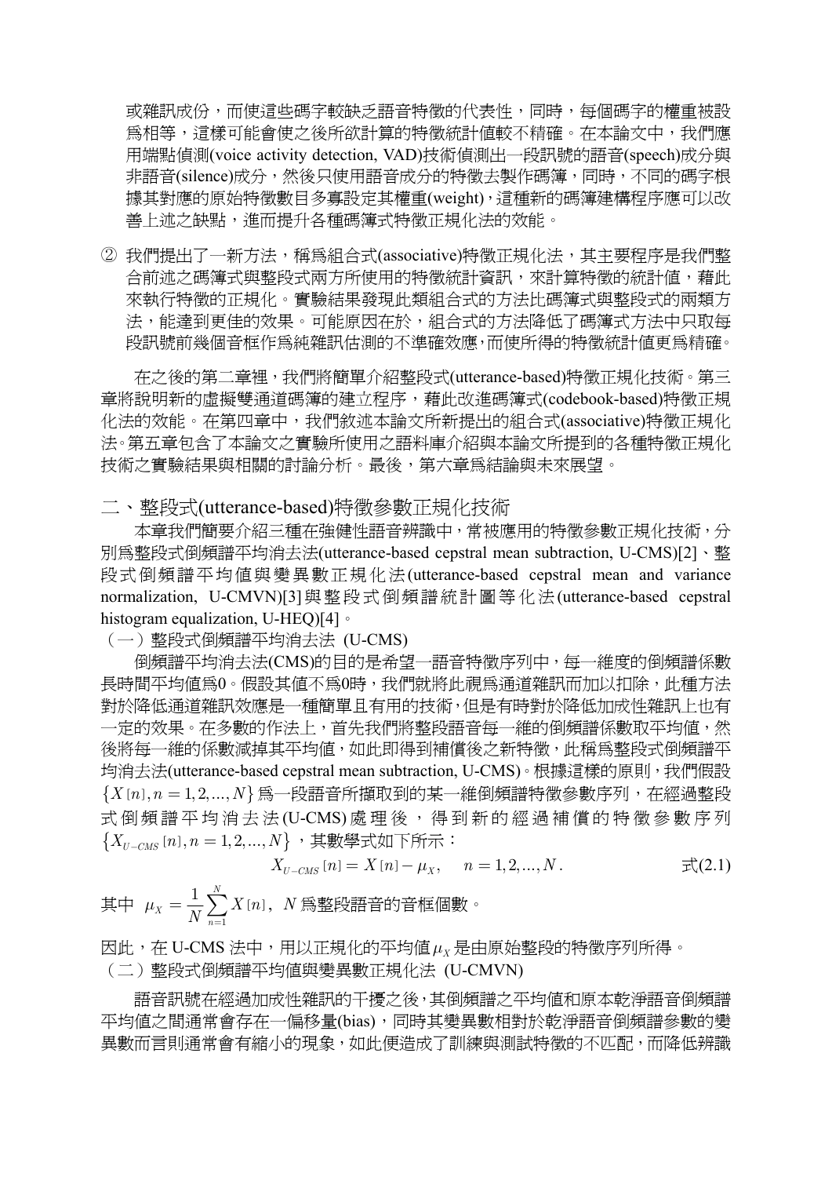或雜訊成份，而使這些碼字較缺乏語音特徵的代表性，同時，每個碼字的權重被設爲相等，這樣可能會使之後所欲計算的特徵統計值較不精確。在本論文中，我們應用端點偵測(voice activity detection, VAD)技術偵測出一段訊號的語音(speech)成分與非語音(silence)成分，然後只使用語音成分的特徵去製作碼簿，同時，不同的碼字根據其對應的原始特徵數目多寡設定其權重(weight)，這種新的碼簿建構程序應可以改善上述之缺點，進而提升各種碼簿式特徵正規化法的效能。

② 我們提出了一新方法，稱爲組合式(associative)特徵正規化法，其主要程序是我們整合前述之碼簿式與整段式兩方所使用的特徵統計資訊，來計算特徵的統計值，藉此來執行特徵的正規化。實驗結果發現此類組合式的方法比碼簿式與整段式的兩類方法，能達到更佳的效果。可能原因在於，組合式的方法降低了碼簿式方法中只取每段訊號前幾個音框作爲純雜訊估測的不準確效應，而使所得的特徵統計值更爲精確。

在之後的第二章裡，我們將簡單介紹整段式(utterance-based)特徵正規化技術。第三章將說明新的虛擬雙通道碼簿的建立程序，藉此改進碼簿式(codebook-based)特徵正規化法的效能。在第四章中，我們敘述本論文所新提出的組合式(associative)特徵正規化法。第五章包含了本論文之實驗所使用之語料庫介紹與本論文所提到的各種特徵正規化技術之實驗結果與相關的討論分析。最後，第六章爲結論與未來展望。

## 二、整段式(utterance-based)特徵參數正規化技術

本章我們簡要介紹三種在強健性語音辨識中，常被應用的特徵參數正規化技術，分別爲整段式倒頻譜平均消去法(utterance-based cepstral mean subtraction, U-CMS)[2]、整段式倒頻譜平均值與變異數正規化法(utterance-based cepstral mean and variance normalization, U-CMVN)[3]與整段式倒頻譜統計圖等化法(utterance-based cepstral histogram equalization, U-HEQ)[4]。

### （一）整段式倒頻譜平均消去法 (U-CMS)

倒頻譜平均消去法(CMS)的目的是希望一語音特徵序列中，每一維度的倒頻譜係數長時間平均值爲0。假設其值不爲0時，我們就將此視爲通道雜訊而加以扣除，此種方法對於降低通道雜訊效應是一種簡單且有用的技術，但是有時對於降低加成性雜訊上也有一定的效果。在多數的作法上，首先我們將整段語音每一維的倒頻譜係數取平均值，然後將每一維的係數減掉其平均值，如此即得到補償後之新特徵，此稱爲整段式倒頻譜平均消去法(utterance-based cepstral mean subtraction, U-CMS)。根據這樣的原則，我們假設 $\{X[n], n=1,2,...,N\}$ 爲一段語音所擷取到的某一維倒頻譜特徵參數序列，在經過整段式倒頻譜平均消去法(U-CMS)處理後，得到新的經過補償的特徵參數序列 $\{X_{U-CMS}[n], n=1,2,...,N\}$，其數學式如下所示：

$$X_{U-CMS}[n] = X[n] - \mu_X, \quad n=1,2,...,N. \qquad \text{式(2.1)}$$

其中 $\mu_X = \frac{1}{N}\sum_{n=1}^{N} X[n]$，$N$ 爲整段語音的音框個數。

因此，在 U-CMS 法中，用以正規化的平均值 $\mu_X$ 是由原始整段的特徵序列所得。

### （二）整段式倒頻譜平均值與變異數正規化法 (U-CMVN)

語音訊號在經過加成性雜訊的干擾之後，其倒頻譜之平均值和原本乾淨語音倒頻譜平均值之間通常會存在一偏移量(bias)，同時其變異數相對於乾淨語音倒頻譜參數的變異數而言則通常會有縮小的現象，如此便造成了訓練與測試特徵的不匹配，而降低辨識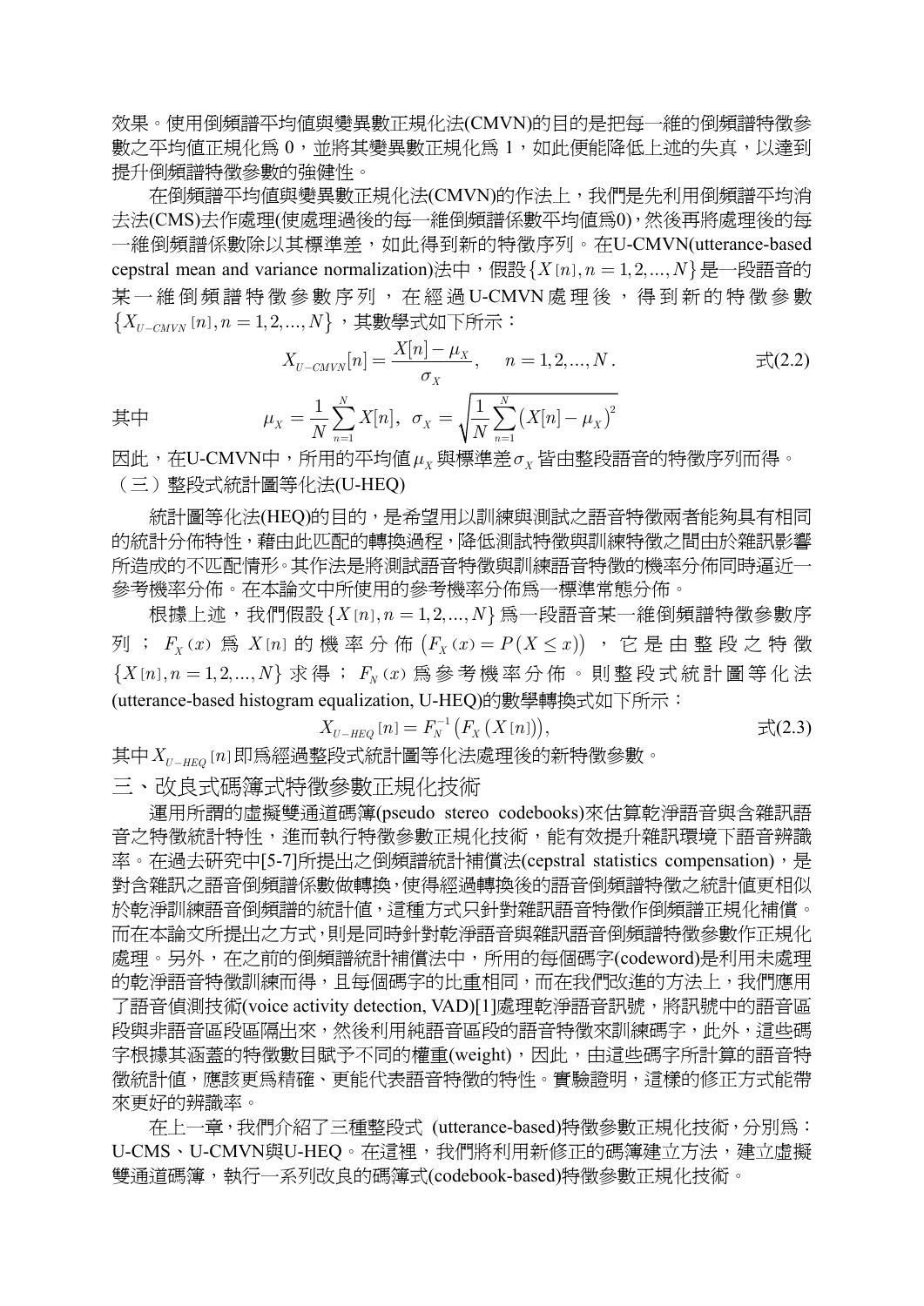效果。使用倒頻譜平均值與變異數正規化法(CMVN)的目的是把每一維的倒頻譜特徵參數之平均值正規化爲 0，並將其變異數正規化爲 1，如此便能降低上述的失真，以達到提升倒頻譜特徵參數的強健性。

在倒頻譜平均值與變異數正規化法(CMVN)的作法上，我們是先利用倒頻譜平均消去法(CMS)去作處理(使處理過後的每一維倒頻譜係數平均值爲0)，然後再將處理後的每一維倒頻譜係數除以其標準差，如此得到新的特徵序列。在U-CMVN(utterance-based cepstral mean and variance normalization)法中，假設$\{X[n], n=1,2,...,N\}$是一段語音的某一維倒頻譜特徵參數序列，在經過U-CMVN處理後，得到新的特徵參數$\{X_{U-CMVN}[n], n=1,2,...,N\}$，其數學式如下所示：

$$X_{U-CMVN}[n] = \frac{X[n]-\mu_X}{\sigma_X}, \quad n=1,2,...,N. \qquad \text{式(2.2)}$$

其中 $$\mu_X = \frac{1}{N}\sum_{n=1}^{N} X[n], \;\; \sigma_X = \sqrt{\frac{1}{N}\sum_{n=1}^{N}\left(X[n]-\mu_X\right)^2}$$

因此，在U-CMVN中，所用的平均值$\mu_X$與標準差$\sigma_X$皆由整段語音的特徵序列而得。

（三）整段式統計圖等化法(U-HEQ)

統計圖等化法(HEQ)的目的，是希望用以訓練與測試之語音特徵兩者能夠具有相同的統計分佈特性，藉由此匹配的轉換過程，降低測試特徵與訓練特徵之間由於雜訊影響所造成的不匹配情形。其作法是將測試語音特徵與訓練語音特徵的機率分佈同時逼近一參考機率分佈。在本論文中所使用的參考機率分佈爲一標準常態分佈。

根據上述，我們假設$\{X[n], n=1,2,...,N\}$爲一段語音某一維倒頻譜特徵參數序列；$F_X(x)$爲$X[n]$的機率分佈$\left(F_X(x)=P(X\le x)\right)$，它是由整段之特徵$\{X[n], n=1,2,...,N\}$求得；$F_N(x)$爲參考機率分佈。則整段式統計圖等化法(utterance-based histogram equalization, U-HEQ)的數學轉換式如下所示：

$$X_{U-HEQ}[n] = F_N^{-1}\left(F_X\left(X[n]\right)\right), \qquad \text{式(2.3)}$$

其中$X_{U-HEQ}[n]$即爲經過整段式統計圖等化法處理後的新特徵參數。

# 三、改良式碼簿式特徵參數正規化技術

運用所謂的虛擬雙通道碼簿(pseudo stereo codebooks)來估算乾淨語音與含雜訊語音之特徵統計特性，進而執行特徵參數正規化技術，能有效提升雜訊環境下語音辨識率。在過去研究中[5-7]所提出之倒頻譜統計補償法(cepstral statistics compensation)，是對含雜訊之語音倒頻譜係數做轉換，使得經過轉換後的語音倒頻譜特徵之統計值更相似於乾淨訓練語音倒頻譜的統計值，這種方式只針對雜訊語音特徵作倒頻譜正規化補償。而在本論文所提出之方式，則是同時針對乾淨語音與雜訊語音倒頻譜特徵參數作正規化處理。另外，在之前的倒頻譜統計補償法中，所用的每個碼字(codeword)是利用未處理的乾淨語音特徵訓練而得，且每個碼字的比重相同，而在我們改進的方法上，我們應用了語音偵測技術(voice activity detection, VAD)[1]處理乾淨語音訊號，將訊號中的語音區段與非語音區段區隔出來，然後利用純語音區段的語音特徵來訓練碼字，此外，這些碼字根據其涵蓋的特徵數目賦予不同的權重(weight)，因此，由這些碼字所計算的語音特徵統計值，應該更爲精確、更能代表語音特徵的特性。實驗證明，這樣的修正方式能帶來更好的辨識率。

在上一章，我們介紹了三種整段式 (utterance-based)特徵參數正規化技術，分別爲：U-CMS、U-CMVN與U-HEQ。在這裡，我們將利用新修正的碼簿建立方法，建立虛擬雙通道碼簿，執行一系列改良的碼簿式(codebook-based)特徵參數正規化技術。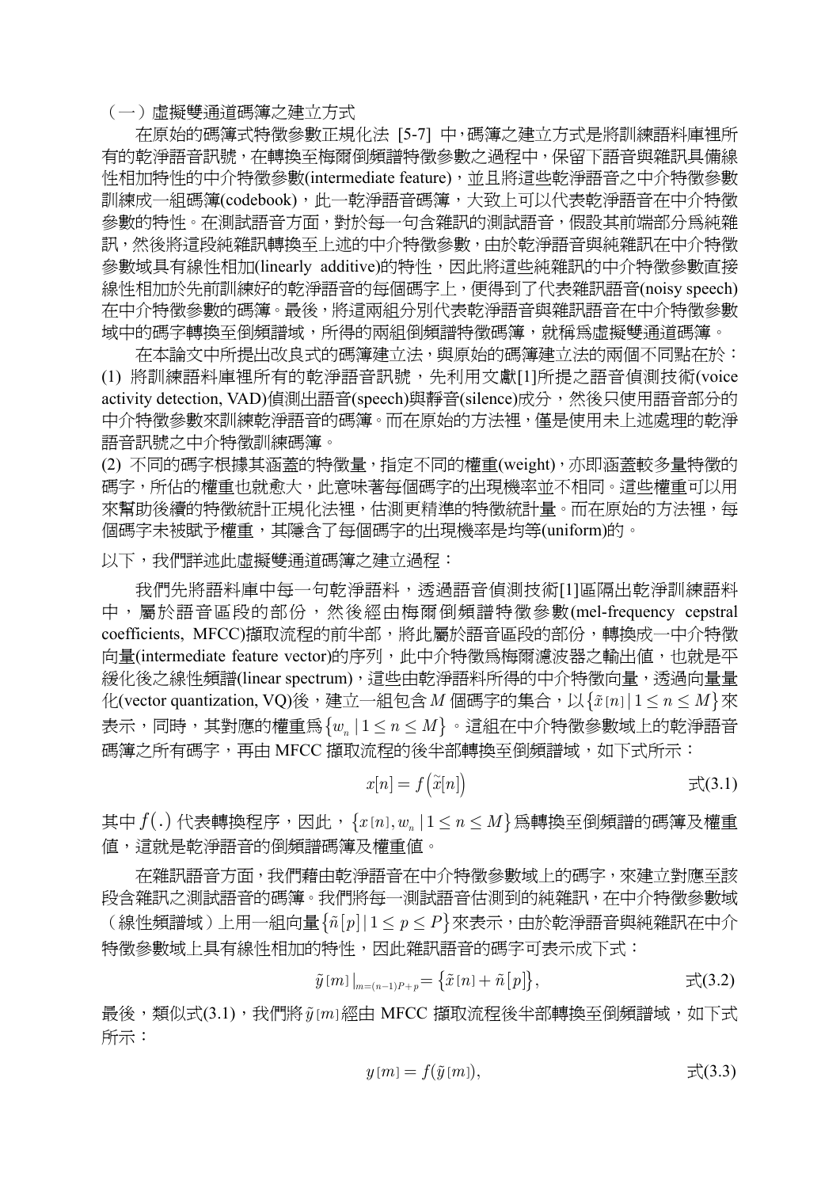（一）虛擬雙通道碼簿之建立方式

在原始的碼簿式特徵參數正規化法 [5-7] 中，碼簿之建立方式是將訓練語料庫裡所有的乾淨語音訊號，在轉換至梅爾倒頻譜特徵參數之過程中，保留下語音與雜訊具備線性相加特性的中介特徵參數(intermediate feature)，並且將這些乾淨語音之中介特徵參數訓練成一組碼簿(codebook)，此一乾淨語音碼簿，大致上可以代表乾淨語音在中介特徵參數的特性。在測試語音方面，對於每一句含雜訊的測試語音，假設其前端部分為純雜訊，然後將這段純雜訊轉換至上述的中介特徵參數，由於乾淨語音與純雜訊在中介特徵參數域具有線性相加(linearly additive)的特性，因此將這些純雜訊的中介特徵參數直接線性相加於先前訓練好的乾淨語音的每個碼字上，便得到了代表雜訊語音(noisy speech)在中介特徵參數的碼簿。最後，將這兩組分別代表乾淨語音與雜訊語音在中介特徵參數域中的碼字轉換至倒頻譜域，所得的兩組倒頻譜特徵碼簿，就稱為虛擬雙通道碼簿。

在本論文中所提出改良式的碼簿建立法，與原始的碼簿建立法的兩個不同點在於：
(1) 將訓練語料庫裡所有的乾淨語音訊號，先利用文獻[1]所提之語音偵測技術(voice activity detection, VAD)偵測出語音(speech)與靜音(silence)成分，然後只使用語音部分的中介特徵參數來訓練乾淨語音的碼簿。而在原始的方法裡，僅是使用未上述處理的乾淨語音訊號之中介特徵訓練碼簿。
(2) 不同的碼字根據其涵蓋的特徵量，指定不同的權重(weight)，亦即涵蓋較多量特徵的碼字，所佔的權重也就愈大，此意味著每個碼字的出現機率並不相同。這些權重可以用來幫助後續的特徵統計正規化法裡，估測更精準的特徵統計量。而在原始的方法裡，每個碼字未被賦予權重，其隱含了每個碼字的出現機率是均等(uniform)的。

以下，我們詳述此虛擬雙通道碼簿之建立過程：

我們先將語料庫中每一句乾淨語料，透過語音偵測技術[1]區隔出乾淨訓練語料中，屬於語音區段的部份，然後經由梅爾倒頻譜特徵參數(mel-frequency cepstral coefficients, MFCC)擷取流程的前半部，將此屬於語音區段的部份，轉換成一中介特徵向量(intermediate feature vector)的序列，此中介特徵為梅爾濾波器之輸出值，也就是平緩化後之線性頻譜(linear spectrum)，這些由乾淨語料所得的中介特徵向量，透過向量量化(vector quantization, VQ)後，建立一組包含 $M$ 個碼字的集合，以$\{\tilde{x}[n] \,|\, 1 \le n \le M\}$來表示，同時，其對應的權重為$\{w_n \,|\, 1 \le n \le M\}$。這組在中介特徵參數域上的乾淨語音碼簿之所有碼字，再由 MFCC 擷取流程的後半部轉換至倒頻譜域，如下式所示：

$$x[n] = f\left(\tilde{x}[n]\right) \qquad \text{式(3.1)}$$

其中 $f(.)$ 代表轉換程序，因此，$\{x[n], w_n \,|\, 1 \le n \le M\}$為轉換至倒頻譜的碼簿及權重值，這就是乾淨語音的倒頻譜碼簿及權重值。

在雜訊語音方面，我們藉由乾淨語音在中介特徵參數域上的碼字，來建立對應至該段含雜訊之測試語音的碼簿。我們將每一測試語音估測到的純雜訊，在中介特徵參數域（線性頻譜域）上用一組向量$\{\tilde{n}[p] \,|\, 1 \le p \le P\}$來表示，由於乾淨語音與純雜訊在中介特徵參數域上具有線性相加的特性，因此雜訊語音的碼字可表示成下式：

$$\tilde{y}[m]\big|_{m=(n-1)P+p} = \left\{\tilde{x}[n] + \tilde{n}[p]\right\}, \qquad \text{式(3.2)}$$

最後，類似式(3.1)，我們將$\tilde{y}[m]$經由 MFCC 擷取流程後半部轉換至倒頻譜域，如下式所示：

$$y[m] = f(\tilde{y}[m]), \qquad \text{式(3.3)}$$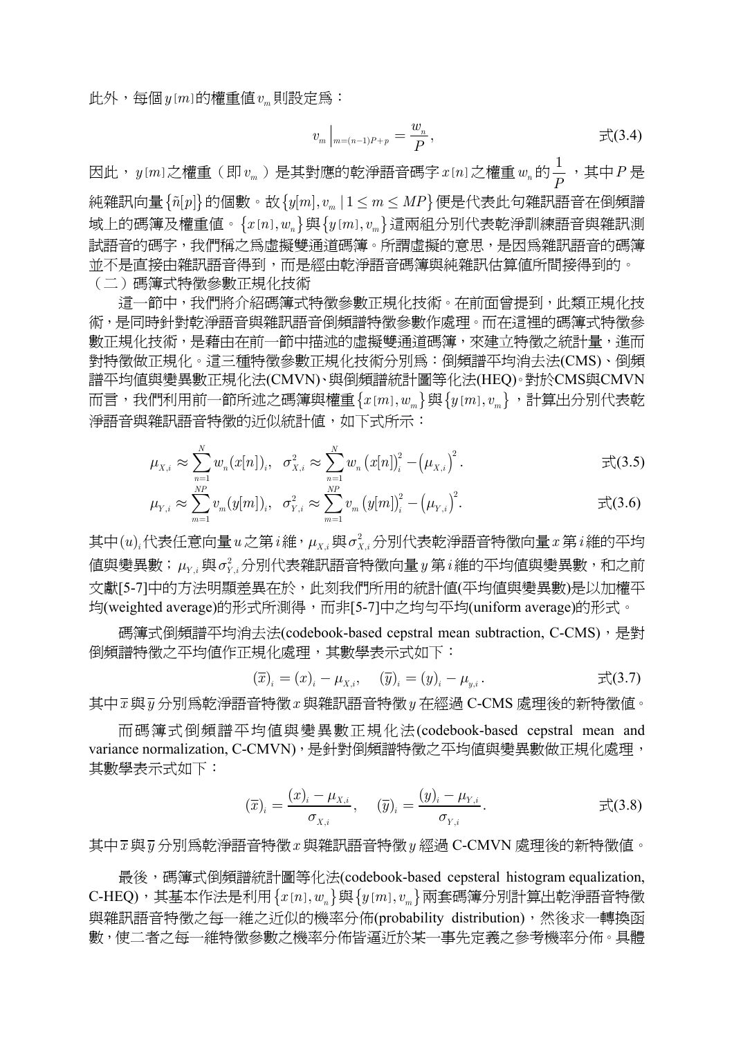此外，每個$y[m]$的權重值$v_m$則設定爲：

$$v_m \Big|_{m=(n-1)P+p} = \frac{w_n}{P}, \qquad \text{式(3.4)}$$

因此，$y[m]$之權重（即$v_m$）是其對應的乾淨語音碼字$x[n]$之權重$w_n$的$\frac{1}{P}$，其中$P$是純雜訊向量$\{\tilde{n}[p]\}$的個數。故$\{y[m], v_m \mid 1 \le m \le MP\}$便是代表此句雜訊語音在倒頻譜域上的碼簿及權重值。$\{x[n], w_n\}$與$\{y[m], v_m\}$這兩組分別代表乾淨訓練語音與雜訊測試語音的碼字，我們稱之爲虛擬雙通道碼簿。所謂虛擬的意思，是因爲雜訊語音的碼簿並不是直接由雜訊語音得到，而是經由乾淨語音碼簿與純雜訊估算值所間接得到的。

（二）碼簿式特徵參數正規化技術

這一節中，我們將介紹碼簿式特徵參數正規化技術。在前面曾提到，此類正規化技術，是同時針對乾淨語音與雜訊語音倒頻譜特徵參數作處理。而在這裡的碼簿式特徵參數正規化技術，是藉由在前一節中描述的虛擬雙通道碼簿，來建立特徵之統計量，進而對特徵做正規化。這三種特徵參數正規化技術分別爲：倒頻譜平均消去法(CMS)、倒頻譜平均值與變異數正規化法(CMVN)、與倒頻譜統計圖等化法(HEQ)。對於CMS與CMVN而言，我們利用前一節所述之碼簿與權重$\{x[m], w_m\}$與$\{y[m], v_m\}$，計算出分別代表乾淨語音與雜訊語音特徵的近似統計值，如下式所示：

$$\mu_{X,i} \approx \sum_{n=1}^{N} w_n (x[n])_i, \quad \sigma_{X,i}^2 \approx \sum_{n=1}^{N} w_n \left(x[n]\right)_i^2 - \left(\mu_{X,i}\right)^2. \qquad \text{式(3.5)}$$

$$\mu_{Y,i} \approx \sum_{m=1}^{NP} v_m (y[m])_i, \quad \sigma_{Y,i}^2 \approx \sum_{m=1}^{NP} v_m \left(y[m]\right)_i^2 - \left(\mu_{Y,i}\right)^2. \qquad \text{式(3.6)}$$

其中$(u)_i$代表任意向量$u$之第$i$維，$\mu_{X,i}$與$\sigma_{X,i}^2$分別代表乾淨語音特徵向量$x$第$i$維的平均值與變異數；$\mu_{Y,i}$與$\sigma_{Y,i}^2$分別代表雜訊語音特徵向量$y$第$i$維的平均值與變異數，和之前文獻[5-7]中的方法明顯差異在於，此刻我們所用的統計值(平均值與變異數)是以加權平均(weighted average)的形式所測得，而非[5-7]中之均勻平均(uniform average)的形式。

碼簿式倒頻譜平均消去法(codebook-based cepstral mean subtraction, C-CMS)，是對倒頻譜特徵之平均值作正規化處理，其數學表示式如下：

$$(\overline{x})_i = (x)_i - \mu_{X,i}, \quad (\overline{y})_i = (y)_i - \mu_{y,i}. \qquad \text{式(3.7)}$$

其中$\overline{x}$與$\overline{y}$分別爲乾淨語音特徵$x$與雜訊語音特徵$y$在經過 C-CMS 處理後的新特徵值。

而碼簿式倒頻譜平均值與變異數正規化法(codebook-based cepstral mean and variance normalization, C-CMVN)，是針對倒頻譜特徵之平均值與變異數做正規化處理，其數學表示式如下：

$$(\overline{x})_i = \frac{(x)_i - \mu_{X,i}}{\sigma_{X,i}}, \quad (\overline{y})_i = \frac{(y)_i - \mu_{Y,i}}{\sigma_{Y,i}}. \qquad \text{式(3.8)}$$

其中$\overline{x}$與$\overline{y}$分別爲乾淨語音特徵$x$與雜訊語音特徵$y$經過 C-CMVN 處理後的新特徵值。

最後，碼簿式倒頻譜統計圖等化法(codebook-based cepsteral histogram equalization, C-HEQ)，其基本作法是利用$\{x[n], w_n\}$與$\{y[m], v_m\}$兩套碼簿分別計算出乾淨語音特徵與雜訊語音特徵之每一維之近似的機率分佈(probability distribution)，然後求一轉換函數，使二者之每一維特徵參數之機率分佈皆逼近於某一事先定義之參考機率分佈。具體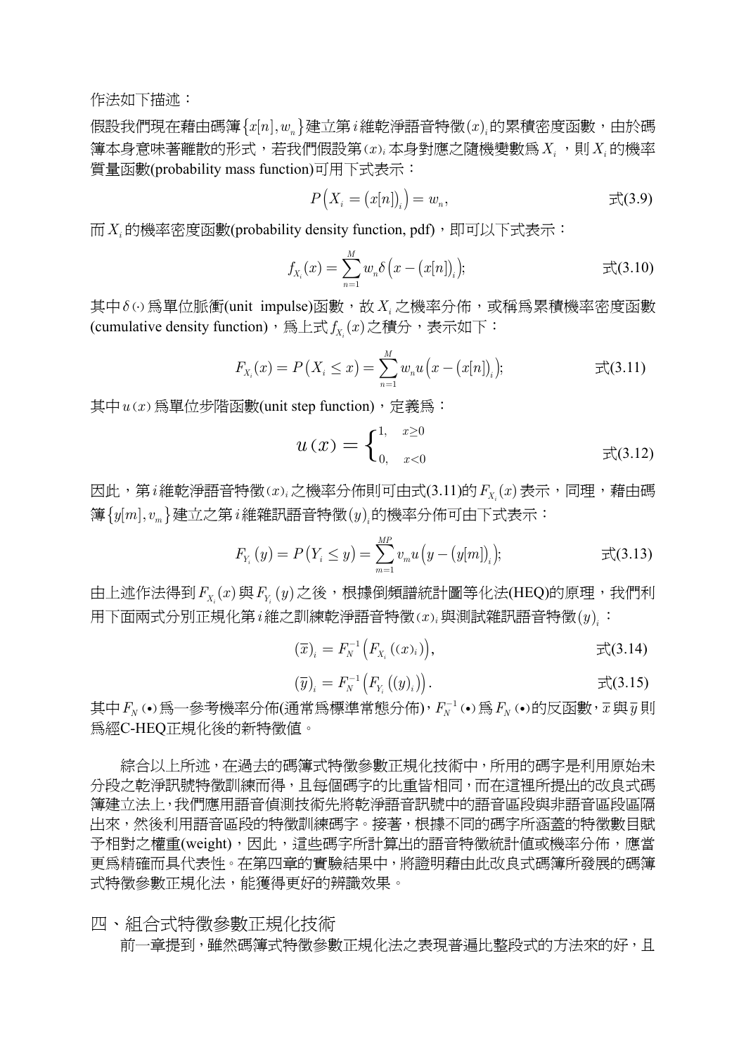作法如下描述：

假設我們現在藉由碼簿$\{x[n], w_n\}$建立第$i$維乾淨語音特徵$(x)_i$的累積密度函數，由於碼簿本身意味著離散的形式，若我們假設第$(x)_i$本身對應之隨機變數爲$X_i$，則$X_i$的機率質量函數(probability mass function)可用下式表示：

$$P\left(X_i = \left(x[n]\right)_i\right) = w_n, \qquad \text{式(3.9)}$$

而$X_i$的機率密度函數(probability density function, pdf)，即可以下式表示：

$$f_{X_i}(x) = \sum_{n=1}^{M} w_n \delta\left(x - \left(x[n]\right)_i\right); \qquad \text{式(3.10)}$$

其中$\delta(\cdot)$爲單位脈衝(unit impulse)函數，故$X_i$之機率分佈，或稱爲累積機率密度函數(cumulative density function)，爲上式$f_{X_i}(x)$之積分，表示如下：

$$F_{X_i}(x) = P\left(X_i \le x\right) = \sum_{n=1}^{M} w_n u\left(x - \left(x[n]\right)_i\right); \qquad \text{式(3.11)}$$

其中$u(x)$爲單位步階函數(unit step function)，定義爲：

$$u(x) = \begin{cases} 1, & x \ge 0 \\ 0, & x < 0 \end{cases} \qquad \text{式(3.12)}$$

因此，第$i$維乾淨語音特徵$(x)_i$之機率分佈則可由式(3.11)的$F_{X_i}(x)$表示，同理，藉由碼簿$\{y[m], v_m\}$建立之第$i$維雜訊語音特徵$(y)_i$的機率分佈可由下式表示：

$$F_{Y_i}(y) = P\left(Y_i \le y\right) = \sum_{m=1}^{MP} v_m u\left(y - \left(y[m]\right)_i\right); \qquad \text{式(3.13)}$$

由上述作法得到$F_{X_i}(x)$與$F_{Y_i}(y)$之後，根據倒頻譜統計圖等化法(HEQ)的原理，我們利用下面兩式分別正規化第$i$維之訓練乾淨語音特徵$(x)_i$與測試雜訊語音特徵$(y)_i$：

$$(\overline{x})_i = F_N^{-1}\left(F_{X_i}\left((x)_i\right)\right), \qquad \text{式(3.14)}$$

$$(\overline{y})_i = F_N^{-1}\left(F_{Y_i}\left((y)_i\right)\right). \qquad \text{式(3.15)}$$

其中$F_N(\bullet)$爲一參考機率分佈(通常爲標準常態分佈)，$F_N^{-1}(\bullet)$爲$F_N(\bullet)$的反函數，$\overline{x}$與$\overline{y}$則爲經C-HEQ正規化後的新特徵值。

綜合以上所述，在過去的碼簿式特徵參數正規化技術中，所用的碼字是利用原始未分段之乾淨訊號特徵訓練而得，且每個碼字的比重皆相同，而在這裡所提出的改良式碼簿建立法上，我們應用語音偵測技術先將乾淨語音訊號中的語音區段與非語音區段區隔出來，然後利用語音區段的特徵訓練碼字。接著，根據不同的碼字所涵蓋的特徵數目賦予相對之權重(weight)，因此，這些碼字所計算出的語音特徵統計值或機率分佈，應當更爲精確而具代表性。在第四章的實驗結果中，將證明藉由此改良式碼簿所發展的碼簿式特徵參數正規化法，能獲得更好的辨識效果。

# 四、組合式特徵參數正規化技術

前一章提到，雖然碼簿式特徵參數正規化法之表現普遍比整段式的方法來的好，且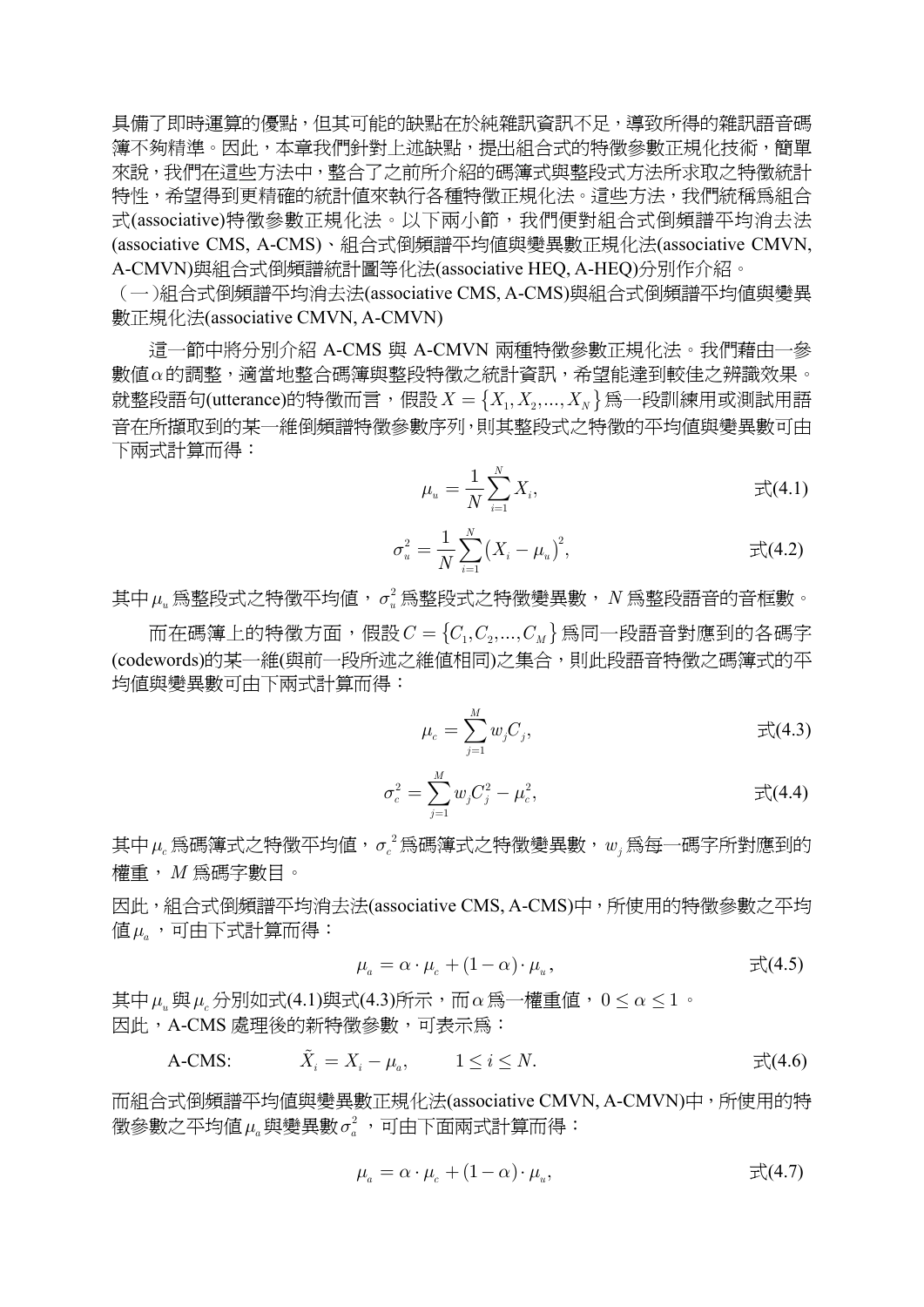具備了即時運算的優點，但其可能的缺點在於純雜訊資訊不足，導致所得的雜訊語音碼簿不夠精準。因此，本章我們針對上述缺點，提出組合式的特徵參數正規化技術，簡單來說，我們在這些方法中，整合了之前所介紹的碼簿式與整段式方法所求取之特徵統計特性，希望得到更精確的統計值來執行各種特徵正規化法。這些方法，我們統稱爲組合式(associative)特徵參數正規化法。以下兩小節，我們便對組合式倒頻譜平均消去法(associative CMS, A-CMS)、組合式倒頻譜平均值與變異數正規化法(associative CMVN, A-CMVN)與組合式倒頻譜統計圖等化法(associative HEQ, A-HEQ)分別作介紹。

（一）組合式倒頻譜平均消去法(associative CMS, A-CMS)與組合式倒頻譜平均值與變異數正規化法(associative CMVN, A-CMVN)

這一節中將分別介紹 A-CMS 與 A-CMVN 兩種特徵參數正規化法。我們藉由一參數值$\alpha$的調整，適當地整合碼簿與整段特徵之統計資訊，希望能達到較佳之辨識效果。就整段語句(utterance)的特徵而言，假設$X = \{X_1, X_2, ..., X_N\}$爲一段訓練用或測試用語音在所擷取到的某一維倒頻譜特徵參數序列，則其整段式之特徵的平均值與變異數可由下兩式計算而得：

$$\mu_u = \frac{1}{N}\sum_{i=1}^{N} X_i, \qquad \text{式(4.1)}$$

$$\sigma_u^2 = \frac{1}{N}\sum_{i=1}^{N} \left(X_i - \mu_u\right)^2, \qquad \text{式(4.2)}$$

其中$\mu_u$爲整段式之特徵平均值，$\sigma_u^2$爲整段式之特徵變異數，$N$爲整段語音的音框數。

而在碼簿上的特徵方面，假設$C = \{C_1, C_2, ..., C_M\}$爲同一段語音對應到的各碼字(codewords)的某一維(與前一段所述之維值相同)之集合，則此段語音特徵之碼簿式的平均值與變異數可由下兩式計算而得：

$$\mu_c = \sum_{j=1}^{M} w_j C_j, \qquad \text{式(4.3)}$$

$$\sigma_c^2 = \sum_{j=1}^{M} w_j C_j^2 - \mu_c^2, \qquad \text{式(4.4)}$$

其中$\mu_c$爲碼簿式之特徵平均值，${\sigma_c}^2$爲碼簿式之特徵變異數，$w_j$爲每一碼字所對應到的權重，$M$爲碼字數目。

因此，組合式倒頻譜平均消去法(associative CMS, A-CMS)中，所使用的特徵參數之平均值$\mu_a$，可由下式計算而得：

$$\mu_a = \alpha \cdot \mu_c + (1-\alpha) \cdot \mu_u, \qquad \text{式(4.5)}$$

其中$\mu_u$與$\mu_c$分別如式(4.1)與式(4.3)所示，而$\alpha$爲一權重值，$0 \le \alpha \le 1$。
因此，A-CMS 處理後的新特徵參數，可表示爲：

$$\text{A-CMS:} \quad \tilde{X}_i = X_i - \mu_a, \quad 1 \le i \le N. \qquad \text{式(4.6)}$$

而組合式倒頻譜平均值與變異數正規化法(associative CMVN, A-CMVN)中，所使用的特徵參數之平均值$\mu_a$與變異數$\sigma_a^2$，可由下面兩式計算而得：

$$\mu_a = \alpha \cdot \mu_c + (1-\alpha) \cdot \mu_u, \qquad \text{式(4.7)}$$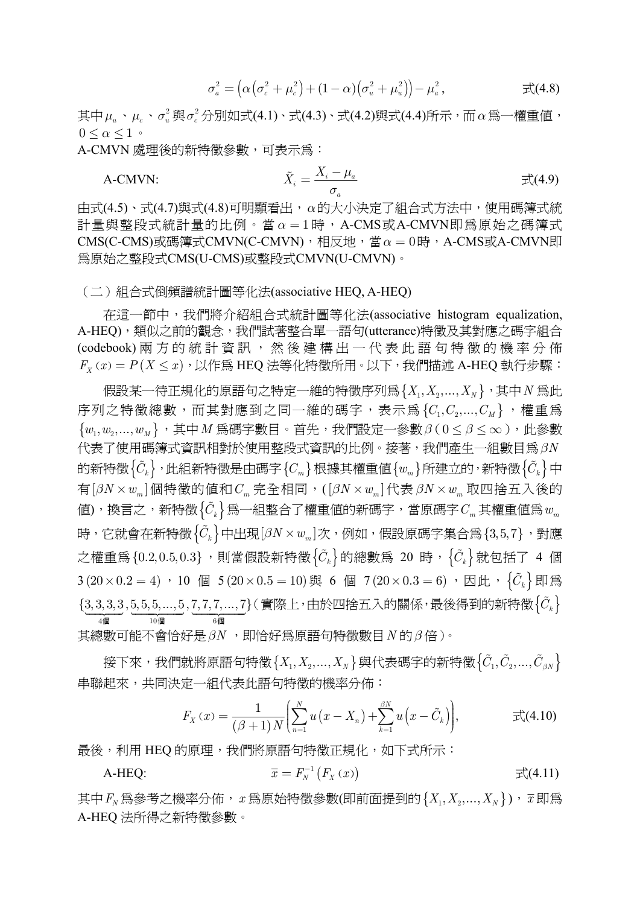$$\sigma_a^2 = \left(\alpha\left(\sigma_c^2 + \mu_c^2\right) + (1-\alpha)\left(\sigma_u^2 + \mu_u^2\right)\right) - \mu_a^2, \qquad \text{式(4.8)}$$

其中$\mu_u$、$\mu_c$、$\sigma_u^2$與$\sigma_c^2$分別如式(4.1)、式(4.3)、式(4.2)與式(4.4)所示，而$\alpha$為一權重值，$0 \leq \alpha \leq 1$。

A-CMVN 處理後的新特徵參數，可表示為：

$$\text{A-CMVN:} \qquad \tilde{X}_i = \frac{X_i - \mu_a}{\sigma_a} \qquad \text{式(4.9)}$$

由式(4.5)、式(4.7)與式(4.8)可明顯看出，$\alpha$的大小決定了組合式方法中，使用碼簿式統計量與整段式統計量的比例。當$\alpha = 1$時，A-CMS或A-CMVN即為原始之碼簿式CMS(C-CMS)或碼簿式CMVN(C-CMVN)，相反地，當$\alpha = 0$時，A-CMS或A-CMVN即為原始之整段式CMS(U-CMS)或整段式CMVN(U-CMVN)。

（二）組合式倒頻譜統計圖等化法(associative HEQ, A-HEQ)

在這一節中，我們將介紹組合式統計圖等化法(associative histogram equalization, A-HEQ)，類似之前的觀念，我們試著整合單一語句(utterance)特徵及其對應之碼字組合(codebook)兩方的統計資訊，然後建構出一代表此語句特徵的機率分佈$F_X(x) = P(X \leq x)$，以作為 HEQ 法等化特徵所用。以下，我們描述 A-HEQ 執行步驟：

假設某一待正規化的原語句之特定一維的特徵序列為$\{X_1, X_2, ..., X_N\}$，其中$N$為此序列之特徵總數，而其對應到之同一維的碼字，表示為$\{C_1, C_2, ..., C_M\}$，權重為$\{w_1, w_2, ..., w_M\}$，其中$M$為碼字數目。首先，我們設定一參數$\beta$（$0 \leq \beta \leq \infty$），此參數代表了使用碼簿式資訊相對於使用整段式資訊的比例。接著，我們產生一組數目為$\beta N$的新特徵$\{\tilde{C}_k\}$，此組新特徵是由碼字$\{C_m\}$根據其權重值$\{w_m\}$所建立的，新特徵$\{\tilde{C}_k\}$中有$[\beta N \times w_m]$個特徵的值和$C_m$完全相同，($[\beta N \times w_m]$代表$\beta N \times w_m$取四捨五入後的值)，換言之，新特徵$\{\tilde{C}_k\}$為一組整合了權重值的新碼字，當原碼字$C_m$其權重值為$w_m$時，它就會在新特徵$\{\tilde{C}_k\}$中出現$[\beta N \times w_m]$次，例如，假設原碼字集合為$\{3,5,7\}$，對應之權重為$\{0.2, 0.5, 0.3\}$，則當假設新特徵$\{\tilde{C}_k\}$的總數為 20 時，$\{\tilde{C}_k\}$就包括了 4 個$3\,(20 \times 0.2 = 4)$，10 個 $5\,(20 \times 0.5 = 10)$與 6 個 $7\,(20 \times 0.3 = 6)$，因此，$\{\tilde{C}_k\}$即為$\{\underbrace{3,3,3,3}_{4\text{個}}, \underbrace{5,5,5,...,5}_{10\text{個}}, \underbrace{7,7,7,...,7}_{6\text{個}}\}$（實際上，由於四捨五入的關係，最後得到的新特徵$\{\tilde{C}_k\}$其總數可能不會恰好是$\beta N$，即恰好為原語句特徵數目$N$的$\beta$倍）。

接下來，我們就將原語句特徵$\{X_1, X_2, ..., X_N\}$與代表碼字的新特徵$\{\tilde{C}_1, \tilde{C}_2, ..., \tilde{C}_{\beta N}\}$串聯起來，共同決定一組代表此語句特徵的機率分佈：

$$F_X(x) = \frac{1}{(\beta+1)N}\left(\sum_{n=1}^{N} u\left(x - X_n\right) + \sum_{k=1}^{\beta N} u\left(x - \tilde{C}_k\right)\right), \qquad \text{式(4.10)}$$

最後，利用 HEQ 的原理，我們將原語句特徵正規化，如下式所示：

$$\text{A-HEQ:} \qquad \overline{x} = F_N^{-1}\left(F_X(x)\right) \qquad \text{式(4.11)}$$

其中$F_N$為參考之機率分佈，$x$為原始特徵參數(即前面提到的$\{X_1, X_2, ..., X_N\}$)，$\overline{x}$即為A-HEQ 法所得之新特徵參數。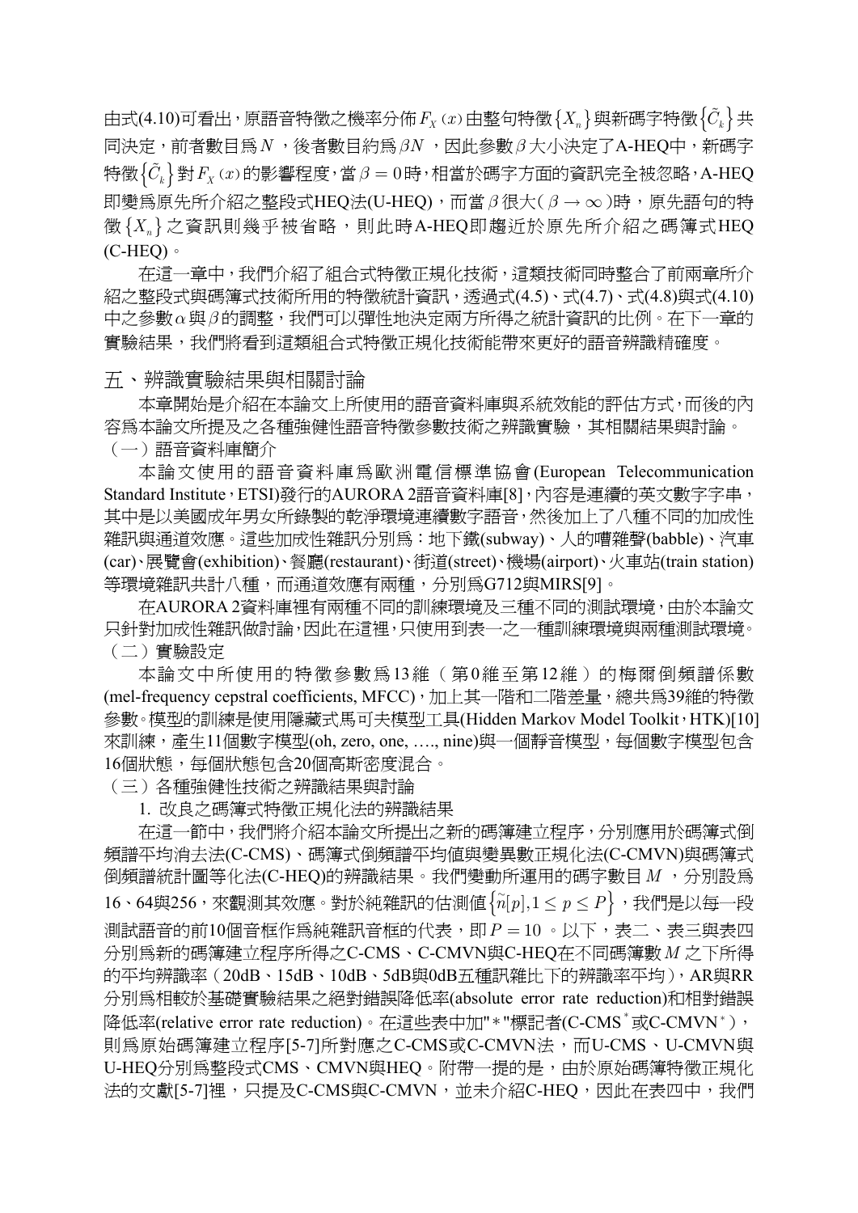由式(4.10)可看出，原語音特徵之機率分佈$F_X(x)$由整句特徵$\{X_n\}$與新碼字特徵$\{\tilde{C}_k\}$共同決定，前者數目爲$N$，後者數目約爲$\beta N$，因此參數$\beta$大小決定了A-HEQ中，新碼字特徵$\{\tilde{C}_k\}$對$F_X(x)$的影響程度，當$\beta=0$時，相當於碼字方面的資訊完全被忽略，A-HEQ即變爲原先所介紹之整段式HEQ法(U-HEQ)，而當$\beta$很大($\beta\to\infty$)時，原先語句的特徵$\{X_n\}$之資訊則幾乎被省略，則此時A-HEQ即趨近於原先所介紹之碼簿式HEQ (C-HEQ)。

在這一章中，我們介紹了組合式特徵正規化技術，這類技術同時整合了前兩章所介紹之整段式與碼簿式技術所用的特徵統計資訊，透過式(4.5)、式(4.7)、式(4.8)與式(4.10)中之參數$\alpha$與$\beta$的調整，我們可以彈性地決定兩方所得之統計資訊的比例。在下一章的實驗結果，我們將看到這類組合式特徵正規化技術能帶來更好的語音辨識精確度。

## 五、辨識實驗結果與相關討論

本章開始是介紹在本論文上所使用的語音資料庫與系統效能的評估方式，而後的內容爲本論文所提及之各種強健性語音特徵參數技術之辨識實驗，其相關結果與討論。

### （一）語音資料庫簡介

本論文使用的語音資料庫爲歐洲電信標準協會(European Telecommunication Standard Institute，ETSI)發行的AURORA 2語音資料庫[8]，內容是連續的英文數字字串，其中是以美國成年男女所錄製的乾淨環境連續數字語音，然後加上了八種不同的加成性雜訊與通道效應。這些加成性雜訊分別爲：地下鐵(subway)、人的嘈雜聲(babble)、汽車(car)、展覽會(exhibition)、餐廳(restaurant)、街道(street)、機場(airport)、火車站(train station)等環境雜訊共計八種，而通道效應有兩種，分別爲G712與MIRS[9]。

在AURORA 2資料庫裡有兩種不同的訓練環境及三種不同的測試環境，由於本論文只針對加成性雜訊做討論，因此在這裡，只使用到表一之一種訓練環境與兩種測試環境。

### （二）實驗設定

本論文中所使用的特徵參數爲13維（第0維至第12維）的梅爾倒頻譜係數(mel-frequency cepstral coefficients, MFCC)，加上其一階和二階差量，總共爲39維的特徵參數。模型的訓練是使用隱藏式馬可夫模型工具(Hidden Markov Model Toolkit，HTK)[10]來訓練，產生11個數字模型(oh, zero, one, …., nine)與一個靜音模型，每個數字模型包含16個狀態，每個狀態包含20個高斯密度混合。

### （三）各種強健性技術之辨識結果與討論

#### 1. 改良之碼簿式特徵正規化法的辨識結果

在這一節中，我們將介紹本論文所提出之新的碼簿建立程序，分別應用於碼簿式倒頻譜平均消去法(C-CMS)、碼簿式倒頻譜平均值與變異數正規化法(C-CMVN)與碼簿式倒頻譜統計圖等化法(C-HEQ)的辨識結果。我們變動所運用的碼字數目$M$，分別設爲16、64與256，來觀測其效應。對於純雜訊的估測值$\{\tilde{n}[p], 1\le p\le P\}$，我們是以每一段測試語音的前10個音框作爲純雜訊音框的代表，即$P=10$。以下，表二、表三與表四分別爲新的碼簿建立程序所得之C-CMS、C-CMVN與C-HEQ在不同碼簿數$M$之下所得的平均辨識率（20dB、15dB、10dB、5dB與0dB五種訊雜比下的辨識率平均），AR與RR分別爲相較於基礎實驗結果之絕對錯誤降低率(absolute error rate reduction)和相對錯誤降低率(relative error rate reduction)。在這些表中加"*"標記者(C-CMS* 或C-CMVN*)，則爲原始碼簿建立程序[5-7]所對應之C-CMS或C-CMVN法，而U-CMS、U-CMVN與U-HEQ分別爲整段式CMS、CMVN與HEQ。附帶一提的是，由於原始碼簿特徵正規化法的文獻[5-7]裡，只提及C-CMS與C-CMVN，並未介紹C-HEQ，因此在表四中，我們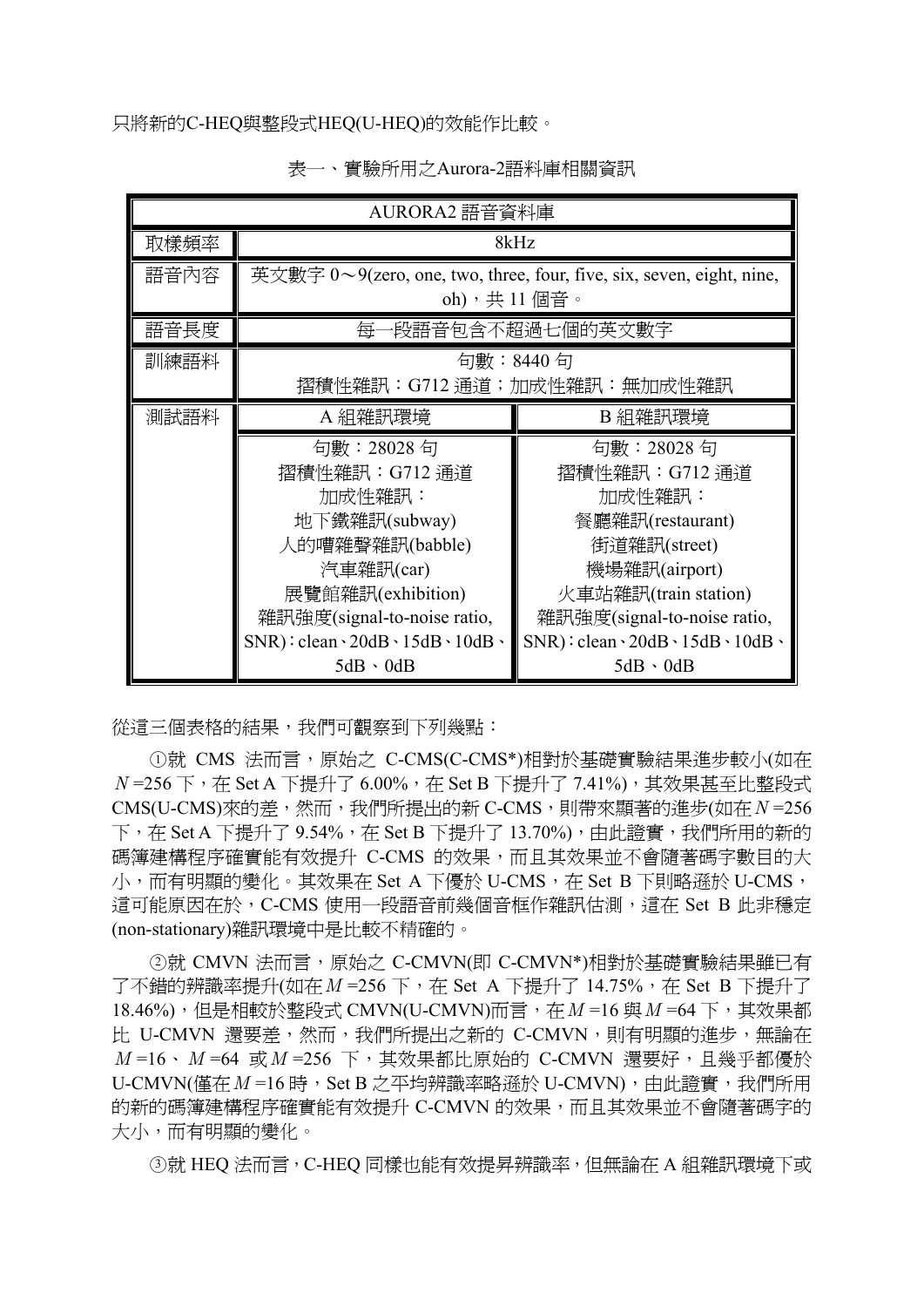只將新的C-HEQ與整段式HEQ(U-HEQ)的效能作比較。

表一、實驗所用之Aurora-2語料庫相關資訊

| AURORA2 語音資料庫 | | |
|---|---|---|
| 取樣頻率 | 8kHz | |
| 語音內容 | 英文數字 0～9(zero, one, two, three, four, five, six, seven, eight, nine, oh)，共 11 個音。 | |
| 語音長度 | 每一段語音包含不超過七個的英文數字 | |
| 訓練語料 | 句數：8440 句<br>摺積性雜訊：G712 通道；加成性雜訊：無加成性雜訊 | |
| 測試語料 | A 組雜訊環境 | B 組雜訊環境 |
| | 句數：28028 句<br>摺積性雜訊：G712 通道<br>加成性雜訊：<br>地下鐵雜訊(subway)<br>人的嘈雜聲雜訊(babble)<br>汽車雜訊(car)<br>展覽館雜訊(exhibition)<br>雜訊強度(signal-to-noise ratio, SNR)：clean、20dB、15dB、10dB、5dB、0dB | 句數：28028 句<br>摺積性雜訊：G712 通道<br>加成性雜訊：<br>餐廳雜訊(restaurant)<br>街道雜訊(street)<br>機場雜訊(airport)<br>火車站雜訊(train station)<br>雜訊強度(signal-to-noise ratio, SNR)：clean、20dB、15dB、10dB、5dB、0dB |

從這三個表格的結果，我們可觀察到下列幾點：

①就 CMS 法而言，原始之 C-CMS(C-CMS*)相對於基礎實驗結果進步較小(如在 $N$=256 下，在 Set A 下提升了 6.00%，在 Set B 下提升了 7.41%)，其效果甚至比整段式 CMS(U-CMS)來的差，然而，我們所提出的新 C-CMS，則帶來顯著的進步(如在 $N$=256 下，在 Set A 下提升了 9.54%，在 Set B 下提升了 13.70%)，由此證實，我們所用的新的碼簿建構程序確實能有效提升 C-CMS 的效果，而且其效果並不會隨著碼字數目的大小，而有明顯的變化。其效果在 Set A 下優於 U-CMS，在 Set B 下則略遜於 U-CMS，這可能原因在於，C-CMS 使用一段語音前幾個音框作雜訊估測，這在 Set B 此非穩定(non-stationary)雜訊環境中是比較不精確的。

②就 CMVN 法而言，原始之 C-CMVN(即 C-CMVN*)相對於基礎實驗結果雖已有了不錯的辨識率提升(如在 $M$=256 下，在 Set A 下提升了 14.75%，在 Set B 下提升了 18.46%)，但是相較於整段式 CMVN(U-CMVN)而言，在 $M$=16 與 $M$=64 下，其效果都比 U-CMVN 還要差，然而，我們所提出之新的 C-CMVN，則有明顯的進步，無論在 $M$=16、$M$=64 或 $M$=256 下，其效果都比原始的 C-CMVN 還要好，且幾乎都優於 U-CMVN(僅在 $M$=16 時，Set B 之平均辨識率略遜於 U-CMVN)，由此證實，我們所用的新的碼簿建構程序確實能有效提升 C-CMVN 的效果，而且其效果並不會隨著碼字的大小，而有明顯的變化。

③就 HEQ 法而言，C-HEQ 同樣也能有效提昇辨識率，但無論在 A 組雜訊環境下或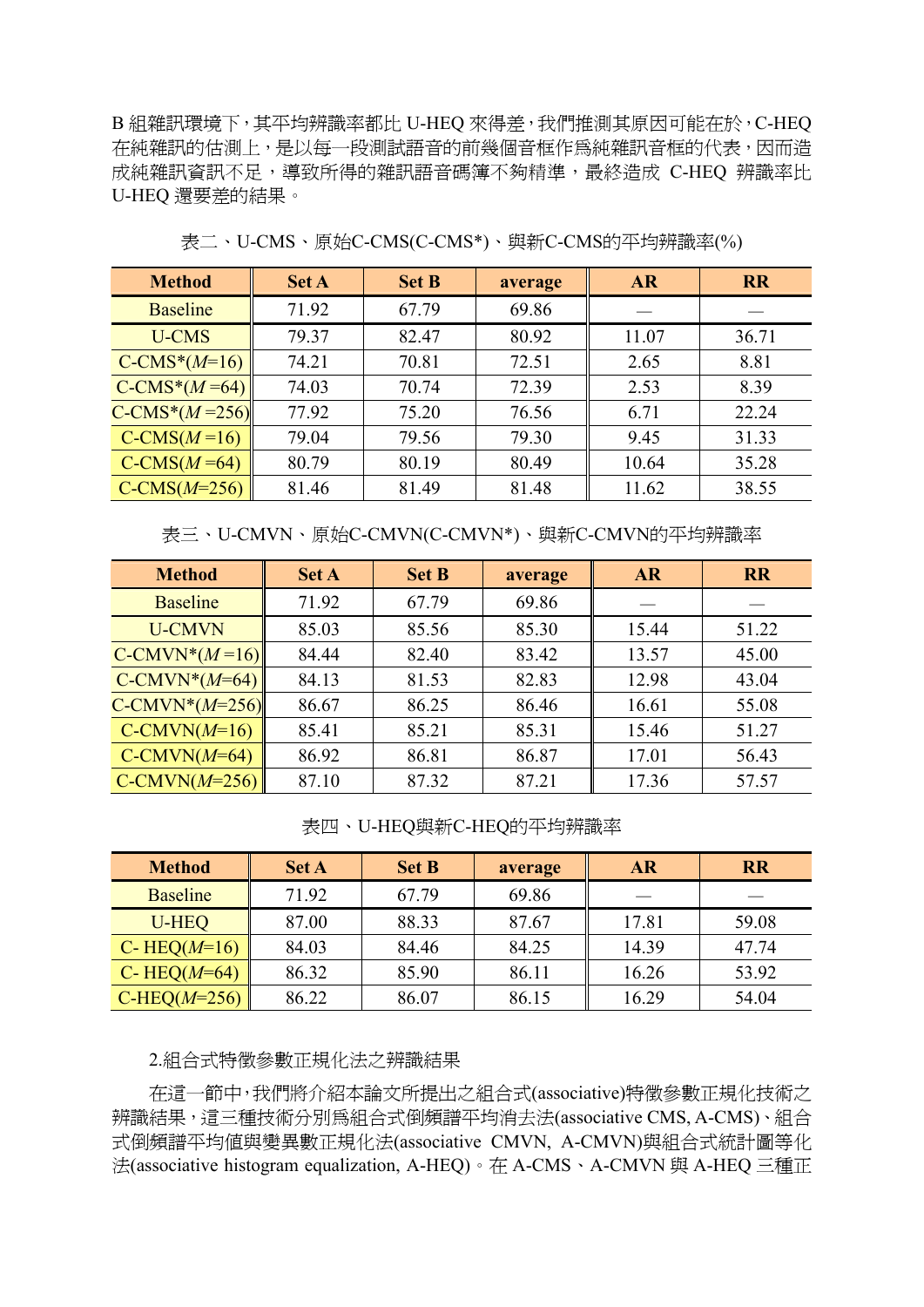B 組雜訊環境下，其平均辨識率都比 U-HEQ 來得差，我們推測其原因可能在於，C-HEQ 在純雜訊的估測上，是以每一段測試語音的前幾個音框作爲純雜訊音框的代表，因而造成純雜訊資訊不足，導致所得的雜訊語音碼簿不夠精準，最終造成 C-HEQ 辨識率比 U-HEQ 還要差的結果。

表二、U-CMS、原始C-CMS(C-CMS*)、與新C-CMS的平均辨識率(%)

| Method | Set A | Set B | average | AR | RR |
|---|---|---|---|---|---|
| Baseline | 71.92 | 67.79 | 69.86 | — | — |
| U-CMS | 79.37 | 82.47 | 80.92 | 11.07 | 36.71 |
| C-CMS*(*M*=16) | 74.21 | 70.81 | 72.51 | 2.65 | 8.81 |
| C-CMS*(*M* =64) | 74.03 | 70.74 | 72.39 | 2.53 | 8.39 |
| C-CMS*(*M* =256) | 77.92 | 75.20 | 76.56 | 6.71 | 22.24 |
| C-CMS(*M* =16) | 79.04 | 79.56 | 79.30 | 9.45 | 31.33 |
| C-CMS(*M* =64) | 80.79 | 80.19 | 80.49 | 10.64 | 35.28 |
| C-CMS(*M*=256) | 81.46 | 81.49 | 81.48 | 11.62 | 38.55 |

表三、U-CMVN、原始C-CMVN(C-CMVN*)、與新C-CMVN的平均辨識率

| Method | Set A | Set B | average | AR | RR |
|---|---|---|---|---|---|
| Baseline | 71.92 | 67.79 | 69.86 | — | — |
| U-CMVN | 85.03 | 85.56 | 85.30 | 15.44 | 51.22 |
| C-CMVN*(*M* =16) | 84.44 | 82.40 | 83.42 | 13.57 | 45.00 |
| C-CMVN*(*M*=64) | 84.13 | 81.53 | 82.83 | 12.98 | 43.04 |
| C-CMVN*(*M*=256) | 86.67 | 86.25 | 86.46 | 16.61 | 55.08 |
| C-CMVN(*M*=16) | 85.41 | 85.21 | 85.31 | 15.46 | 51.27 |
| C-CMVN(*M*=64) | 86.92 | 86.81 | 86.87 | 17.01 | 56.43 |
| C-CMVN(*M*=256) | 87.10 | 87.32 | 87.21 | 17.36 | 57.57 |

表四、U-HEQ與新C-HEQ的平均辨識率

| Method | Set A | Set B | average | AR | RR |
|---|---|---|---|---|---|
| Baseline | 71.92 | 67.79 | 69.86 | — | — |
| U-HEQ | 87.00 | 88.33 | 87.67 | 17.81 | 59.08 |
| C- HEQ(*M*=16) | 84.03 | 84.46 | 84.25 | 14.39 | 47.74 |
| C- HEQ(*M*=64) | 86.32 | 85.90 | 86.11 | 16.26 | 53.92 |
| C-HEQ(*M*=256) | 86.22 | 86.07 | 86.15 | 16.29 | 54.04 |

2.組合式特徵參數正規化法之辨識結果

在這一節中，我們將介紹本論文所提出之組合式(associative)特徵參數正規化技術之辨識結果，這三種技術分別爲組合式倒頻譜平均消去法(associative CMS, A-CMS)、組合式倒頻譜平均值與變異數正規化法(associative CMVN, A-CMVN)與組合式統計圖等化法(associative histogram equalization, A-HEQ)。在 A-CMS、A-CMVN 與 A-HEQ 三種正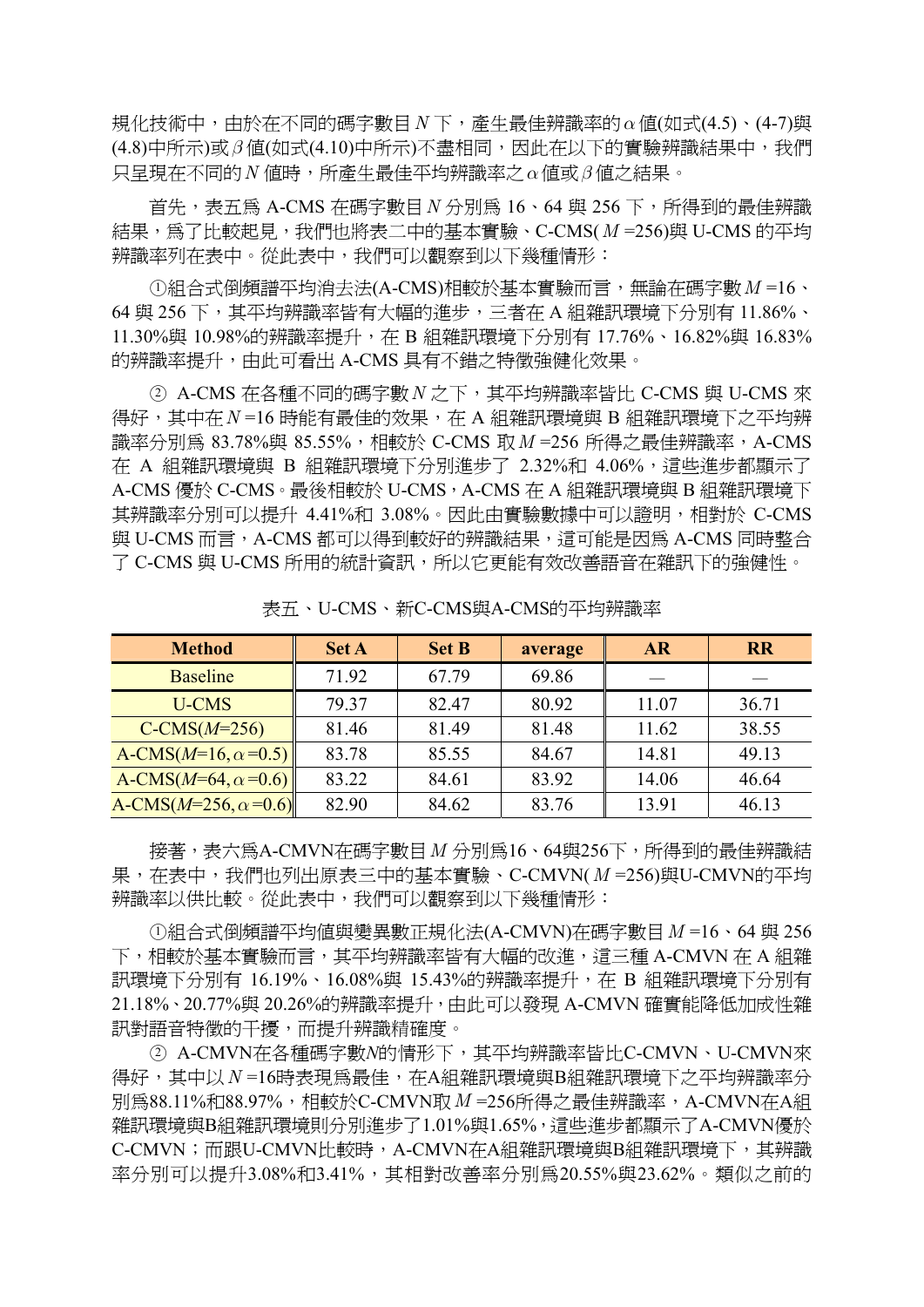規化技術中，由於在不同的碼字數目 $N$ 下，產生最佳辨識率的 $\alpha$ 值(如式(4.5)、(4-7)與(4.8)中所示)或 $\beta$ 值(如式(4.10)中所示)不盡相同，因此在以下的實驗辨識結果中，我們只呈現在不同的 $N$ 值時，所產生最佳平均辨識率之 $\alpha$ 值或 $\beta$ 值之結果。

首先，表五為 A-CMS 在碼字數目 $N$ 分別為 16、64 與 256 下，所得到的最佳辨識結果，為了比較起見，我們也將表二中的基本實驗、C-CMS( $M$ =256)與 U-CMS 的平均辨識率列在表中。從此表中，我們可以觀察到以下幾種情形：

①組合式倒頻譜平均消去法(A-CMS)相較於基本實驗而言，無論在碼字數 $M$ =16、64 與 256 下，其平均辨識率皆有大幅的進步，三者在 A 組雜訊環境下分別有 11.86%、11.30%與 10.98%的辨識率提升，在 B 組雜訊環境下分別有 17.76%、16.82%與 16.83%的辨識率提升，由此可看出 A-CMS 具有不錯之特徵強健化效果。

② A-CMS 在各種不同的碼字數 $N$ 之下，其平均辨識率皆比 C-CMS 與 U-CMS 來得好，其中在 $N$ =16 時能有最佳的效果，在 A 組雜訊環境與 B 組雜訊環境下之平均辨識率分別為 83.78%與 85.55%，相較於 C-CMS 取 $M$ =256 所得之最佳辨識率，A-CMS 在 A 組雜訊環境與 B 組雜訊環境下分別進步了 2.32%和 4.06%，這些進步都顯示了 A-CMS 優於 C-CMS。最後相較於 U-CMS，A-CMS 在 A 組雜訊環境與 B 組雜訊環境下其辨識率分別可以提升 4.41%和 3.08%。因此由實驗數據中可以證明，相對於 C-CMS 與 U-CMS 而言，A-CMS 都可以得到較好的辨識結果，這可能是因為 A-CMS 同時整合了 C-CMS 與 U-CMS 所用的統計資訊，所以它更能有效改善語音在雜訊下的強健性。

表五、U-CMS、新C-CMS與A-CMS的平均辨識率

| Method | Set A | Set B | average | AR | RR |
|---|---|---|---|---|---|
| Baseline | 71.92 | 67.79 | 69.86 | — | — |
| U-CMS | 79.37 | 82.47 | 80.92 | 11.07 | 36.71 |
| C-CMS($M$=256) | 81.46 | 81.49 | 81.48 | 11.62 | 38.55 |
| A-CMS($M$=16, $\alpha$=0.5) | 83.78 | 85.55 | 84.67 | 14.81 | 49.13 |
| A-CMS($M$=64, $\alpha$=0.6) | 83.22 | 84.61 | 83.92 | 14.06 | 46.64 |
| A-CMS($M$=256, $\alpha$=0.6) | 82.90 | 84.62 | 83.76 | 13.91 | 46.13 |

接著，表六為A-CMVN在碼字數目 $M$ 分別為16、64與256下，所得到的最佳辨識結果，在表中，我們也列出原表三中的基本實驗、C-CMVN( $M$ =256)與U-CMVN的平均辨識率以供比較。從此表中，我們可以觀察到以下幾種情形：

①組合式倒頻譜平均值與變異數正規化法(A-CMVN)在碼字數目 $M$ =16、64 與 256 下，相較於基本實驗而言，其平均辨識率皆有大幅的改進，這三種 A-CMVN 在 A 組雜訊環境下分別有 16.19%、16.08%與 15.43%的辨識率提升，在 B 組雜訊環境下分別有 21.18%、20.77%與 20.26%的辨識率提升，由此可以發現 A-CMVN 確實能降低加成性雜訊對語音特徵的干擾，而提升辨識精確度。

② A-CMVN在各種碼字數$N$的情形下，其平均辨識率皆比C-CMVN、U-CMVN來得好，其中以 $N$ =16時表現為最佳，在A組雜訊環境與B組雜訊環境下之平均辨識率分別為88.11%和88.97%，相較於C-CMVN取 $M$ =256所得之最佳辨識率，A-CMVN在A組雜訊環境與B組雜訊環境則分別進步了1.01%與1.65%，這些進步都顯示了A-CMVN優於C-CMVN；而跟U-CMVN比較時，A-CMVN在A組雜訊環境與B組雜訊環境下，其辨識率分別可以提升3.08%和3.41%，其相對改善率分別為20.55%與23.62%。類似之前的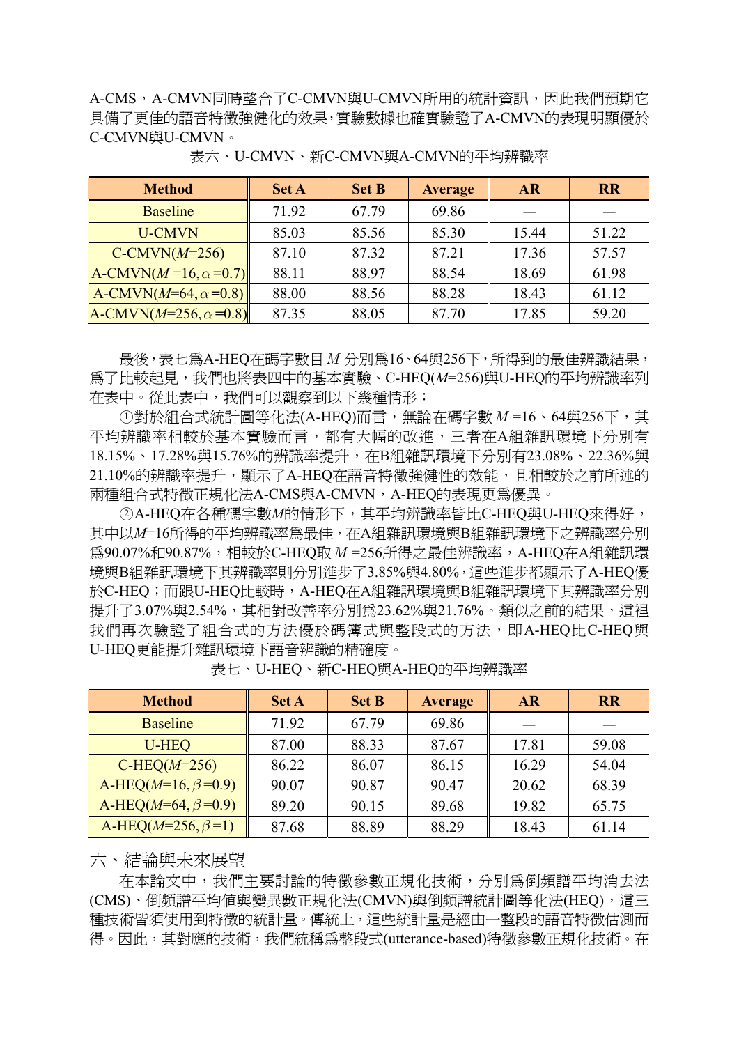A-CMS，A-CMVN同時整合了C-CMVN與U-CMVN所用的統計資訊，因此我們預期它具備了更佳的語音特徵強健化的效果，實驗數據也確實驗證了A-CMVN的表現明顯優於C-CMVN與U-CMVN。

表六、U-CMVN、新C-CMVN與A-CMVN的平均辨識率

| Method | Set A | Set B | Average | AR | RR |
|---|---|---|---|---|---|
| Baseline | 71.92 | 67.79 | 69.86 | — | — |
| U-CMVN | 85.03 | 85.56 | 85.30 | 15.44 | 51.22 |
| C-CMVN($M$=256) | 87.10 | 87.32 | 87.21 | 17.36 | 57.57 |
| A-CMVN($M$=16, $\alpha$=0.7) | 88.11 | 88.97 | 88.54 | 18.69 | 61.98 |
| A-CMVN($M$=64, $\alpha$=0.8) | 88.00 | 88.56 | 88.28 | 18.43 | 61.12 |
| A-CMVN($M$=256, $\alpha$=0.8) | 87.35 | 88.05 | 87.70 | 17.85 | 59.20 |

最後，表七為A-HEQ在碼字數目 $M$ 分別為16、64與256下，所得到的最佳辨識結果，為了比較起見，我們也將表四中的基本實驗、C-HEQ($M$=256)與U-HEQ的平均辨識率列在表中。從此表中，我們可以觀察到以下幾種情形：

①對於組合式統計圖等化法(A-HEQ)而言，無論在碼字數 $M$ =16、64與256下，其平均辨識率相較於基本實驗而言，都有大幅的改進，三者在A組雜訊環境下分別有18.15%、17.28%與15.76%的辨識率提升，在B組雜訊環境下分別有23.08%、22.36%與21.10%的辨識率提升，顯示了A-HEQ在語音特徵強健性的效能，且相較於之前所述的兩種組合式特徵正規化法A-CMS與A-CMVN，A-HEQ的表現更為優異。

②A-HEQ在各種碼字數$M$的情形下，其平均辨識率皆比C-HEQ與U-HEQ來得好，其中以$M$=16所得的平均辨識率為最佳，在A組雜訊環境與B組雜訊環境下之辨識率分別為90.07%和90.87%，相較於C-HEQ取 $M$ =256所得之最佳辨識率，A-HEQ在A組雜訊環境與B組雜訊環境下其辨識率則分別進步了3.85%與4.80%，這些進步都顯示了A-HEQ優於C-HEQ；而跟U-HEQ比較時，A-HEQ在A組雜訊環境與B組雜訊環境下其辨識率分別提升了3.07%與2.54%，其相對改善率分別為23.62%與21.76%。類似之前的結果，這裡我們再次驗證了組合式的方法優於碼簿式與整段式的方法，即A-HEQ比C-HEQ與U-HEQ更能提升雜訊環境下語音辨識的精確度。

表七、U-HEQ、新C-HEQ與A-HEQ的平均辨識率

| Method | Set A | Set B | Average | AR | RR |
|---|---|---|---|---|---|
| Baseline | 71.92 | 67.79 | 69.86 | — | — |
| U-HEQ | 87.00 | 88.33 | 87.67 | 17.81 | 59.08 |
| C-HEQ($M$=256) | 86.22 | 86.07 | 86.15 | 16.29 | 54.04 |
| A-HEQ($M$=16, $\beta$=0.9) | 90.07 | 90.87 | 90.47 | 20.62 | 68.39 |
| A-HEQ($M$=64, $\beta$=0.9) | 89.20 | 90.15 | 89.68 | 19.82 | 65.75 |
| A-HEQ($M$=256, $\beta$=1) | 87.68 | 88.89 | 88.29 | 18.43 | 61.14 |

## 六、結論與未來展望

在本論文中，我們主要討論的特徵參數正規化技術，分別為倒頻譜平均消去法(CMS)、倒頻譜平均值與變異數正規化法(CMVN)與倒頻譜統計圖等化法(HEQ)，這三種技術皆須使用到特徵的統計量。傳統上，這些統計量是經由一整段的語音特徵估測而得。因此，其對應的技術，我們統稱為整段式(utterance-based)特徵參數正規化技術。在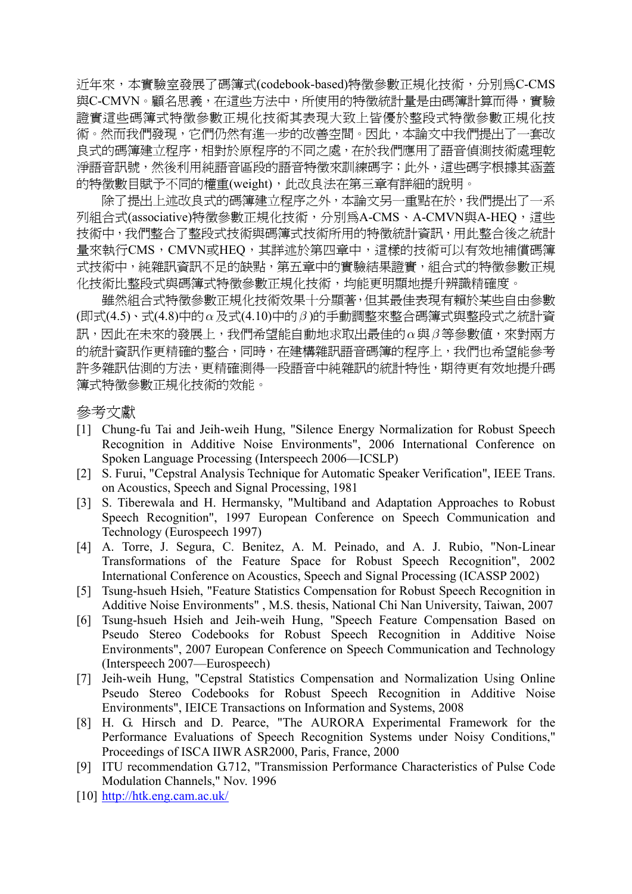近年來，本實驗室發展了碼簿式(codebook-based)特徵參數正規化技術，分別爲C-CMS與C-CMVN。顧名思義，在這些方法中，所使用的特徵統計量是由碼簿計算而得，實驗證實這些碼簿式特徵參數正規化技術其表現大致上皆優於整段式特徵參數正規化技術。然而我們發現，它們仍然有進一步的改善空間。因此，本論文中我們提出了一套改良式的碼簿建立程序，相對於原程序的不同之處，在於我們應用了語音偵測技術處理乾淨語音訊號，然後利用純語音區段的語音特徵來訓練碼字；此外，這些碼字根據其涵蓋的特徵數目賦予不同的權重(weight)，此改良法在第三章有詳細的說明。

除了提出上述改良式的碼簿建立程序之外，本論文另一重點在於，我們提出了一系列組合式(associative)特徵參數正規化技術，分別爲A-CMS、A-CMVN與A-HEQ，這些技術中，我們整合了整段式技術與碼簿式技術所用的特徵統計資訊，用此整合後之統計量來執行CMS，CMVN或HEQ，其詳述於第四章中，這樣的技術可以有效地補償碼簿式技術中，純雜訊資訊不足的缺點，第五章中的實驗結果證實，組合式的特徵參數正規化技術比整段式與碼簿式特徵參數正規化技術，均能更明顯地提升辨識精確度。

雖然組合式特徵參數正規化技術效果十分顯著，但其最佳表現有賴於某些自由參數(即式(4.5)、式(4.8)中的$\alpha$及式(4.10)中的$\beta$)的手動調整來整合碼簿式與整段式之統計資訊，因此在未來的發展上，我們希望能自動地求取出最佳的$\alpha$與$\beta$等參數值，來對兩方的統計資訊作更精確的整合，同時，在建構雜訊語音碼簿的程序上，我們也希望能參考許多雜訊估測的方法，更精確測得一段語音中純雜訊的統計特性，期待更有效地提升碼簿式特徵參數正規化技術的效能。

## 參考文獻

[1] Chung-fu Tai and Jeih-weih Hung, "Silence Energy Normalization for Robust Speech Recognition in Additive Noise Environments", 2006 International Conference on Spoken Language Processing (Interspeech 2006—ICSLP)

[2] S. Furui, "Cepstral Analysis Technique for Automatic Speaker Verification", IEEE Trans. on Acoustics, Speech and Signal Processing, 1981

[3] S. Tiberewala and H. Hermansky, "Multiband and Adaptation Approaches to Robust Speech Recognition", 1997 European Conference on Speech Communication and Technology (Eurospeech 1997)

[4] A. Torre, J. Segura, C. Benitez, A. M. Peinado, and A. J. Rubio, "Non-Linear Transformations of the Feature Space for Robust Speech Recognition", 2002 International Conference on Acoustics, Speech and Signal Processing (ICASSP 2002)

[5] Tsung-hsueh Hsieh, "Feature Statistics Compensation for Robust Speech Recognition in Additive Noise Environments" , M.S. thesis, National Chi Nan University, Taiwan, 2007

[6] Tsung-hsueh Hsieh and Jeih-weih Hung, "Speech Feature Compensation Based on Pseudo Stereo Codebooks for Robust Speech Recognition in Additive Noise Environments", 2007 European Conference on Speech Communication and Technology (Interspeech 2007—Eurospeech)

[7] Jeih-weih Hung, "Cepstral Statistics Compensation and Normalization Using Online Pseudo Stereo Codebooks for Robust Speech Recognition in Additive Noise Environments", IEICE Transactions on Information and Systems, 2008

[8] H. G. Hirsch and D. Pearce, "The AURORA Experimental Framework for the Performance Evaluations of Speech Recognition Systems under Noisy Conditions," Proceedings of ISCA IIWR ASR2000, Paris, France, 2000

[9] ITU recommendation G.712, "Transmission Performance Characteristics of Pulse Code Modulation Channels," Nov. 1996

[10] http://htk.eng.cam.ac.uk/